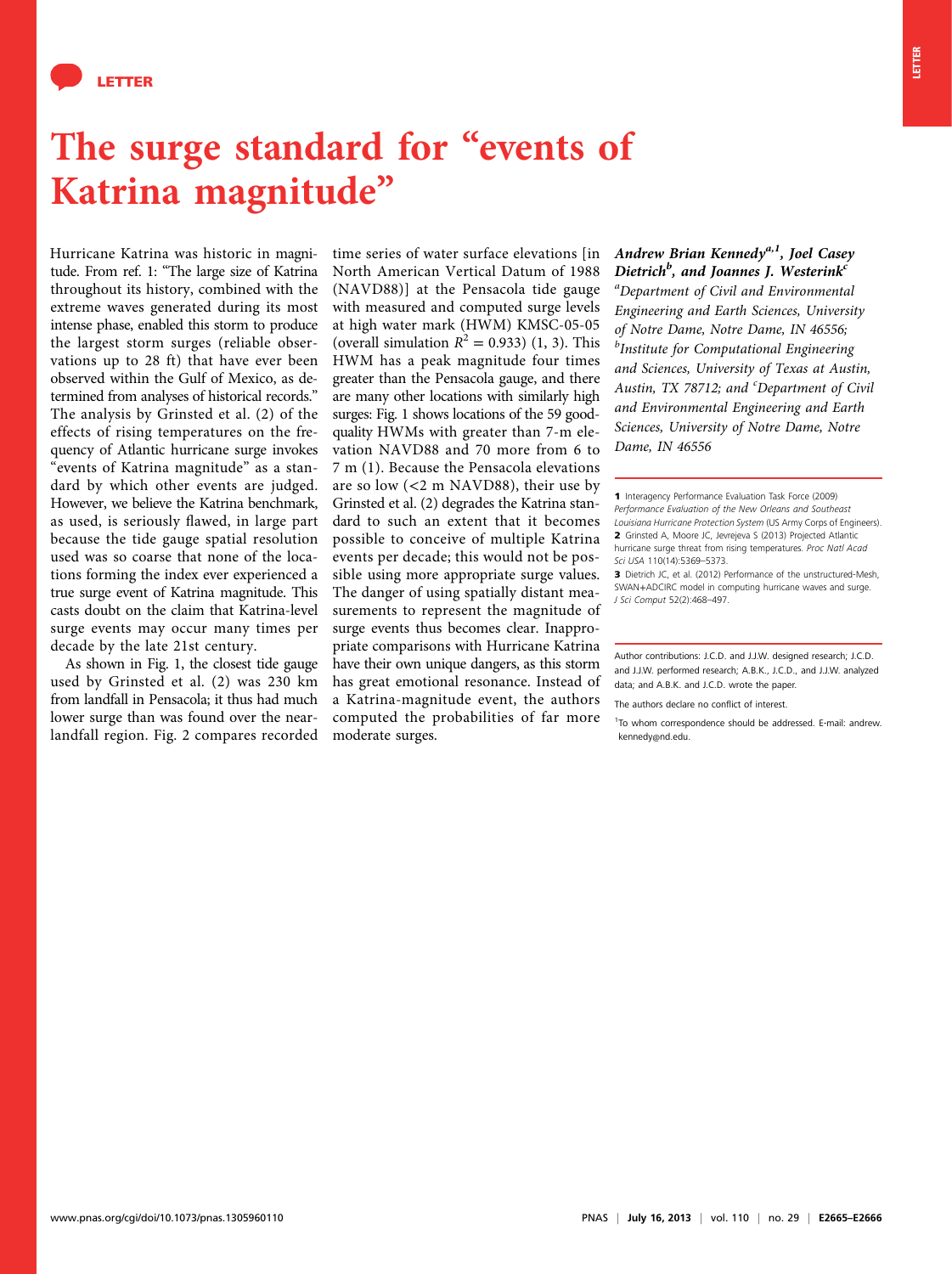LETTER

# The surge standard for "events of Katrina magnitude"

Hurricane Katrina was historic in magnitude. From ref. 1: "The large size of Katrina throughout its history, combined with the extreme waves generated during its most intense phase, enabled this storm to produce the largest storm surges (reliable observations up to 28 ft) that have ever been observed within the Gulf of Mexico, as determined from analyses of historical records." The analysis by Grinsted et al. (2) of the effects of rising temperatures on the frequency of Atlantic hurricane surge invokes "events of Katrina magnitude" as a standard by which other events are judged. However, we believe the Katrina benchmark, as used, is seriously flawed, in large part because the tide gauge spatial resolution used was so coarse that none of the locations forming the index ever experienced a true surge event of Katrina magnitude. This casts doubt on the claim that Katrina-level surge events may occur many times per decade by the late 21st century.

As shown in Fig. 1, the closest tide gauge used by Grinsted et al. (2) was 230 km from landfall in Pensacola; it thus had much lower surge than was found over the near-landfall region. Fig. 2 compares recorded time series of water surface elevations [in North American Vertical Datum of 1988 (NAVD88)] at the Pensacola tide gauge with measured and computed surge levels at high water mark (HWM) KMSC-05-05 (overall simulation $R^2 = 0.933$) (1, 3). This HWM has a peak magnitude four times greater than the Pensacola gauge, and there are many other locations with similarly high surges: Fig. 1 shows locations of the 59 good-quality HWMs with greater than 7-m elevation NAVD88 and 70 more from 6 to 7 m (1). Because the Pensacola elevations are so low (<2 m NAVD88), their use by Grinsted et al. (2) degrades the Katrina standard to such an extent that it becomes possible to conceive of multiple Katrina events per decade; this would not be possible using more appropriate surge values. The danger of using spatially distant measurements to represent the magnitude of surge events thus becomes clear. Inappropriate comparisons with Hurricane Katrina have their own unique dangers, as this storm has great emotional resonance. Instead of a Katrina-magnitude event, the authors computed the probabilities of far more moderate surges.

***Andrew Brian Kennedy***[a,1], ***Joel Casey Dietrich***[b], ***and Joannes J. Westerink***[c]

*[a]Department of Civil and Environmental Engineering and Earth Sciences, University of Notre Dame, Notre Dame, IN 46556; [b]Institute for Computational Engineering and Sciences, University of Texas at Austin, Austin, TX 78712; and [c]Department of Civil and Environmental Engineering and Earth Sciences, University of Notre Dame, Notre Dame, IN 46556*

**1** Interagency Performance Evaluation Task Force (2009) *Performance Evaluation of the New Orleans and Southeast Louisiana Hurricane Protection System* (US Army Corps of Engineers).

**2** Grinsted A, Moore JC, Jevrejeva S (2013) Projected Atlantic hurricane surge threat from rising temperatures. *Proc Natl Acad Sci USA* 110(14):5369–5373.

**3** Dietrich JC, et al. (2012) Performance of the unstructured-Mesh, SWAN+ADCIRC model in computing hurricane waves and surge. *J Sci Comput* 52(2):468–497.

Author contributions: J.C.D. and J.J.W. designed research; J.C.D. and J.J.W. performed research; A.B.K., J.C.D., and J.J.W. analyzed data; and A.B.K. and J.C.D. wrote the paper.

The authors declare no conflict of interest.

[1]To whom correspondence should be addressed. E-mail: andrew.kennedy@nd.edu.

www.pnas.org/cgi/doi/10.1073/pnas.1305960110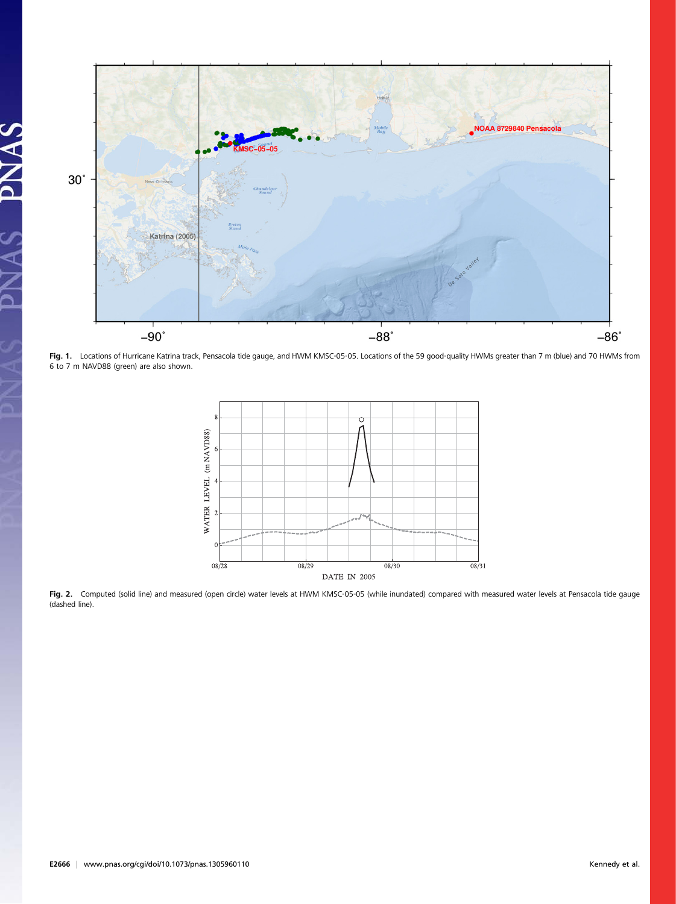−90˚

−88˚

−86˚

30˚

New Orleans

Katrina (2005)

KMSC−05−05

NOAA 8729840 Pensacola

Chandeleur Sound

Breton Sound

Main Pass

Mobile Bay

Mobile

De Soto Valley

**Fig. 1.** Locations of Hurricane Katrina track, Pensacola tide gauge, and HWM KMSC-05-05. Locations of the 59 good-quality HWMs greater than 7 m (blue) and 70 HWMs from 6 to 7 m NAVD88 (green) are also shown.

WATER LEVEL (m NAVD88)

0
2
4
6
8

08/28
08/29
08/30
08/31

DATE IN 2005

**Fig. 2.** Computed (solid line) and measured (open circle) water levels at HWM KMSC-05-05 (while inundated) compared with measured water levels at Pensacola tide gauge (dashed line).